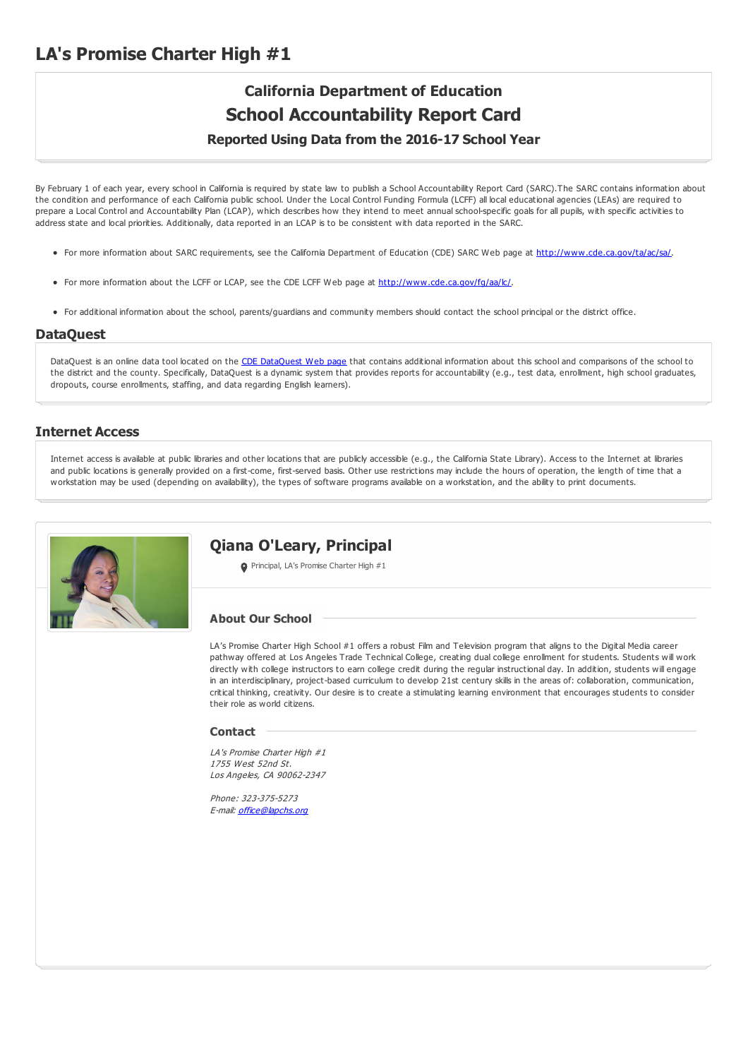# LA's Promise Charter High #1

## California Department of Education
## School Accountability Report Card
### Reported Using Data from the 2016-17 School Year

By February 1 of each year, every school in California is required by state law to publish a School Accountability Report Card (SARC).The SARC contains information about the condition and performance of each California public school. Under the Local Control Funding Formula (LCFF) all local educational agencies (LEAs) are required to prepare a Local Control and Accountability Plan (LCAP), which describes how they intend to meet annual school-specific goals for all pupils, with specific activities to address state and local priorities. Additionally, data reported in an LCAP is to be consistent with data reported in the SARC.

- For more information about SARC requirements, see the California Department of Education (CDE) SARC Web page at http://www.cde.ca.gov/ta/ac/sa/.
- For more information about the LCFF or LCAP, see the CDE LCFF Web page at http://www.cde.ca.gov/fg/aa/lc/.
- For additional information about the school, parents/guardians and community members should contact the school principal or the district office.

## DataQuest

DataQuest is an online data tool located on the CDE DataQuest Web page that contains additional information about this school and comparisons of the school to the district and the county. Specifically, DataQuest is a dynamic system that provides reports for accountability (e.g., test data, enrollment, high school graduates, dropouts, course enrollments, staffing, and data regarding English learners).

## Internet Access

Internet access is available at public libraries and other locations that are publicly accessible (e.g., the California State Library). Access to the Internet at libraries and public locations is generally provided on a first-come, first-served basis. Other use restrictions may include the hours of operation, the length of time that a workstation may be used (depending on availability), the types of software programs available on a workstation, and the ability to print documents.

## Qiana O'Leary, Principal

Principal, LA's Promise Charter High #1

### About Our School

LA's Promise Charter High School #1 offers a robust Film and Television program that aligns to the Digital Media career pathway offered at Los Angeles Trade Technical College, creating dual college enrollment for students. Students will work directly with college instructors to earn college credit during the regular instructional day. In addition, students will engage in an interdisciplinary, project-based curriculum to develop 21st century skills in the areas of: collaboration, communication, critical thinking, creativity. Our desire is to create a stimulating learning environment that encourages students to consider their role as world citizens.

### Contact

*LA's Promise Charter High #1*
*1755 West 52nd St.*
*Los Angeles, CA 90062-2347*

*Phone: 323-375-5273*
*E-mail: office@lapchs.org*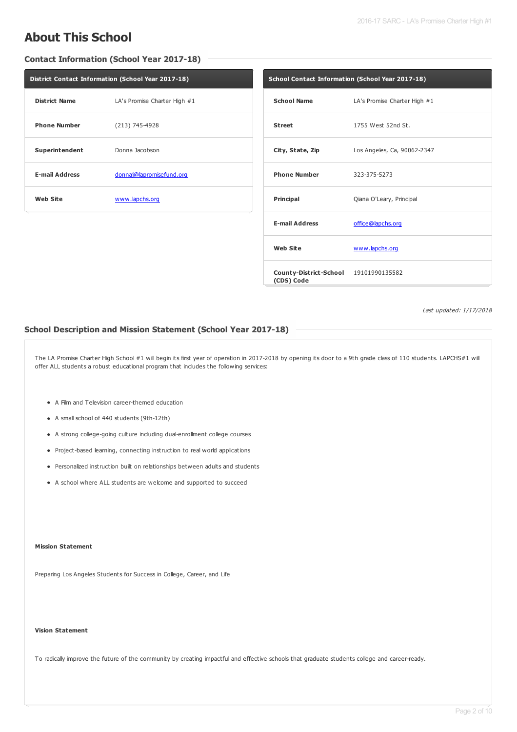# About This School

## Contact Information (School Year 2017-18)

| District Contact Information (School Year 2017-18) | |
|---|---|
| **District Name** | LA's Promise Charter High #1 |
| **Phone Number** | (213) 745-4928 |
| **Superintendent** | Donna Jacobson |
| **E-mail Address** | donnaj@lapromisefund.org |
| **Web Site** | www.lapchs.org |

| School Contact Information (School Year 2017-18) | |
|---|---|
| **School Name** | LA's Promise Charter High #1 |
| **Street** | 1755 West 52nd St. |
| **City, State, Zip** | Los Angeles, Ca, 90062-2347 |
| **Phone Number** | 323-375-5273 |
| **Principal** | Qiana O'Leary, Principal |
| **E-mail Address** | office@lapchs.org |
| **Web Site** | www.lapchs.org |
| **County-District-School (CDS) Code** | 19101990135582 |

*Last updated: 1/17/2018*

## School Description and Mission Statement (School Year 2017-18)

The LA Promise Charter High School #1 will begin its first year of operation in 2017-2018 by opening its door to a 9th grade class of 110 students. LAPCHS#1 will offer ALL students a robust educational program that includes the following services:

- A Film and Television career-themed education
- A small school of 440 students (9th-12th)
- A strong college-going culture including dual-enrollment college courses
- Project-based learning, connecting instruction to real world applications
- Personalized instruction built on relationships between adults and students
- A school where ALL students are welcome and supported to succeed

**Mission Statement**

Preparing Los Angeles Students for Success in College, Career, and Life

**Vision Statement**

To radically improve the future of the community by creating impactful and effective schools that graduate students college and career-ready.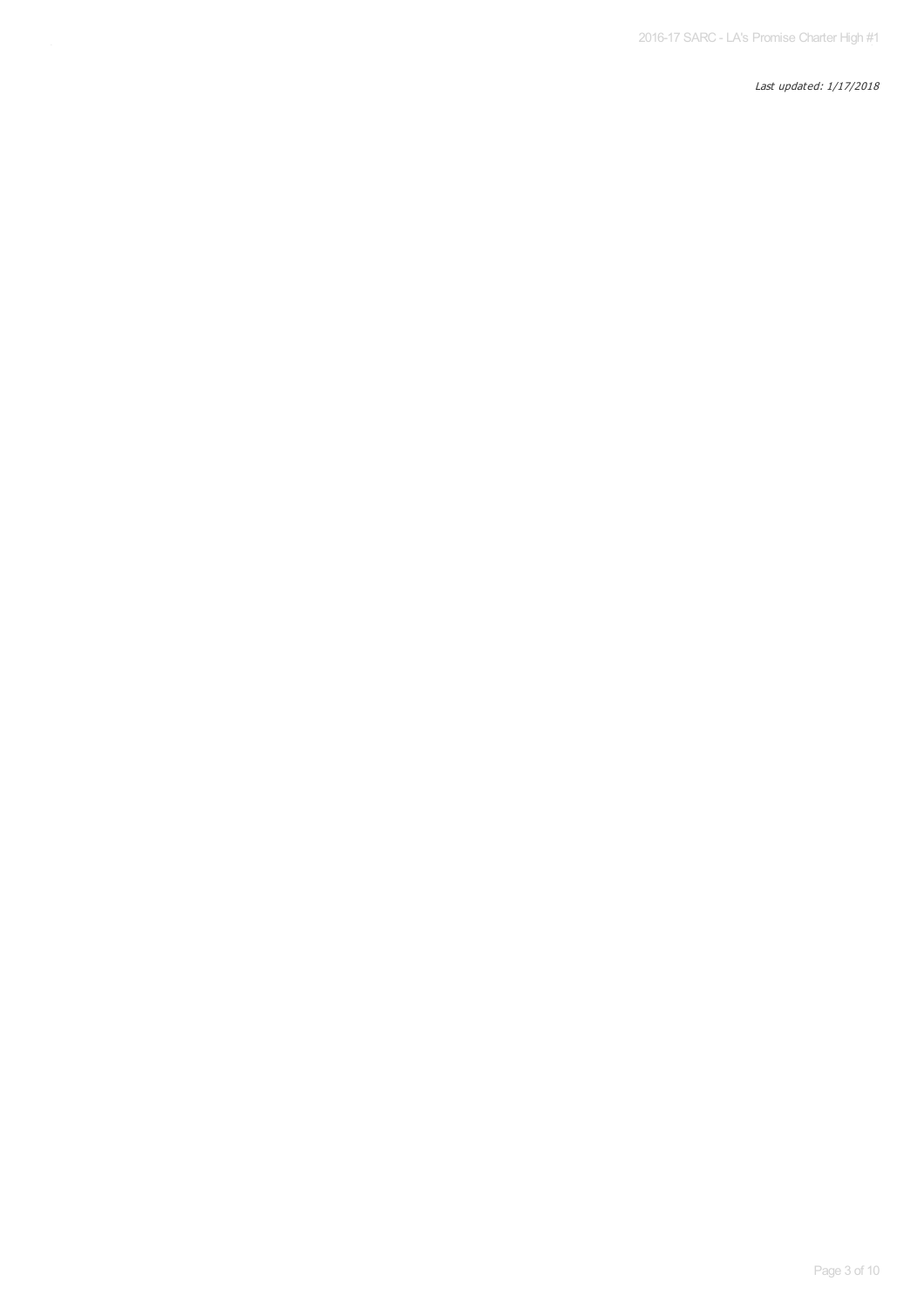*Last updated: 1/17/2018*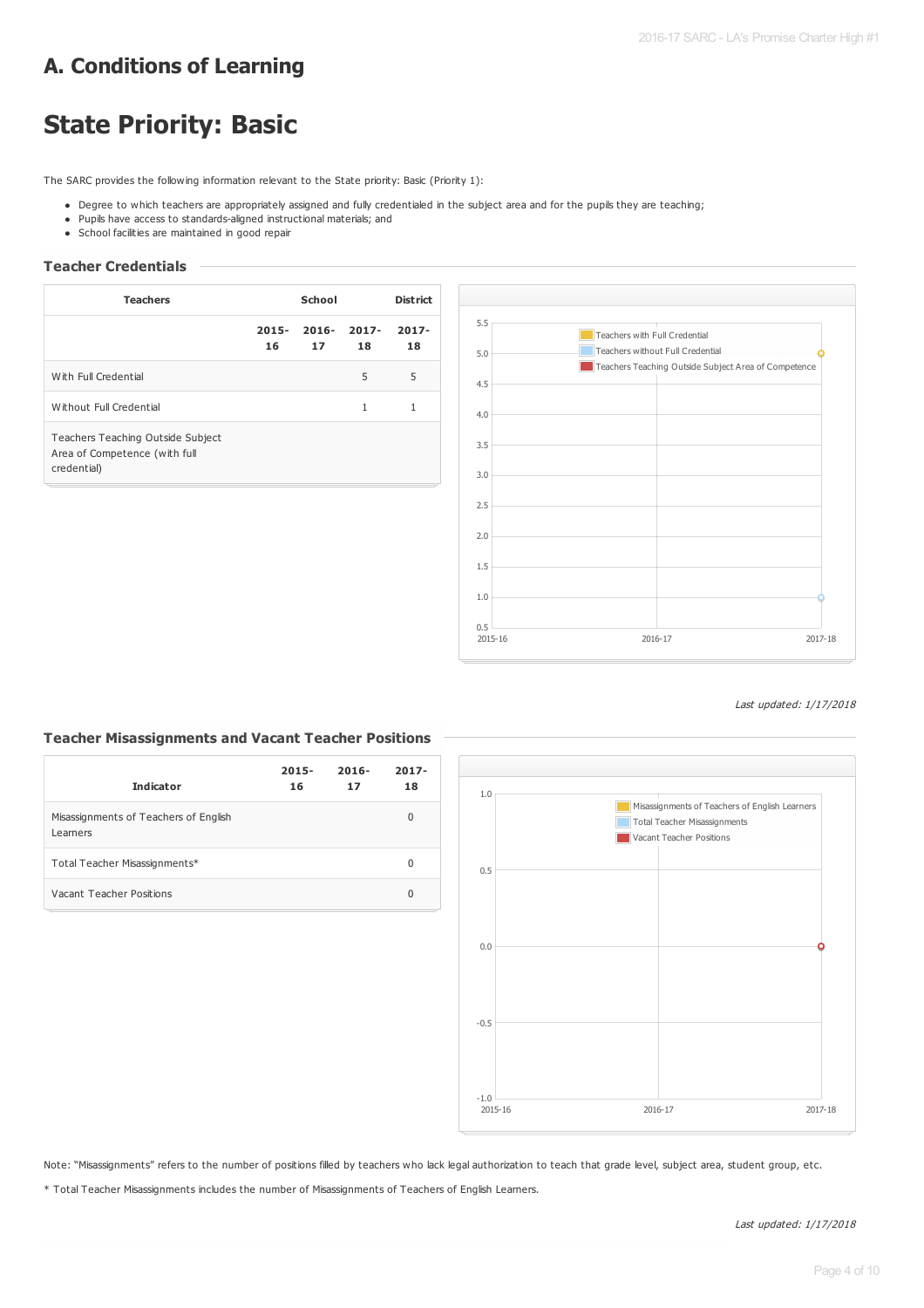# A. Conditions of Learning

# State Priority: Basic

The SARC provides the following information relevant to the State priority: Basic (Priority 1):

- Degree to which teachers are appropriately assigned and fully credentialed in the subject area and for the pupils they are teaching;
- Pupils have access to standards-aligned instructional materials; and
- School facilities are maintained in good repair

### Teacher Credentials

| Teachers | School | | | District |
|---|---|---|---|---|
| | 2015-16 | 2016-17 | 2017-18 | 2017-18 |
| With Full Credential | | | 5 | 5 |
| Without Full Credential | | | 1 | 1 |
| Teachers Teaching Outside Subject Area of Competence (with full credential) | | | | |

*Last updated: 1/17/2018*

### Teacher Misassignments and Vacant Teacher Positions

| Indicator | 2015-16 | 2016-17 | 2017-18 |
|---|---|---|---|
| Misassignments of Teachers of English Learners | | | 0 |
| Total Teacher Misassignments* | | | 0 |
| Vacant Teacher Positions | | | 0 |

Note: "Misassignments" refers to the number of positions filled by teachers who lack legal authorization to teach that grade level, subject area, student group, etc.

* Total Teacher Misassignments includes the number of Misassignments of Teachers of English Learners.

*Last updated: 1/17/2018*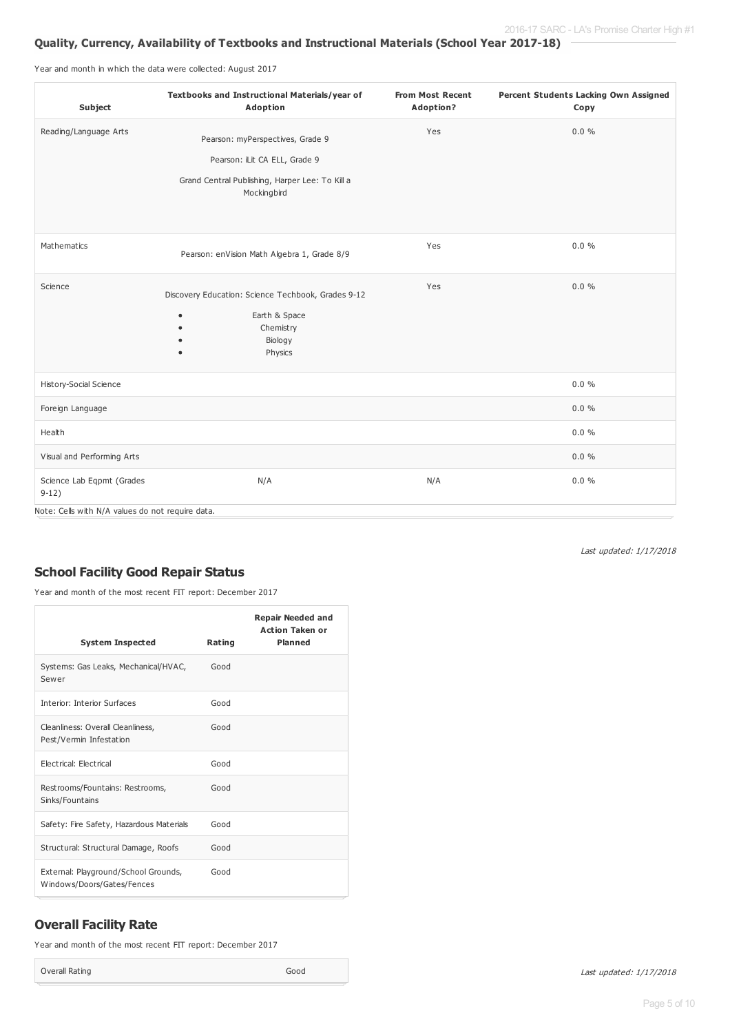### Quality, Currency, Availability of Textbooks and Instructional Materials (School Year 2017-18)

Year and month in which the data were collected: August 2017

| Subject | Textbooks and Instructional Materials/year of Adoption | From Most Recent Adoption? | Percent Students Lacking Own Assigned Copy |
|---|---|---|---|
| Reading/Language Arts | Pearson: myPerspectives, Grade 9<br>Pearson: iLit CA ELL, Grade 9<br>Grand Central Publishing, Harper Lee: To Kill a Mockingbird | Yes | 0.0 % |
| Mathematics | Pearson: enVision Math Algebra 1, Grade 8/9 | Yes | 0.0 % |
| Science | Discovery Education: Science Techbook, Grades 9-12<br>• Earth & Space<br>• Chemistry<br>• Biology<br>• Physics | Yes | 0.0 % |
| History-Social Science | | | 0.0 % |
| Foreign Language | | | 0.0 % |
| Health | | | 0.0 % |
| Visual and Performing Arts | | | 0.0 % |
| Science Lab Eqpmt (Grades 9-12) | N/A | N/A | 0.0 % |

Note: Cells with N/A values do not require data.

*Last updated: 1/17/2018*

## School Facility Good Repair Status

Year and month of the most recent FIT report: December 2017

| System Inspected | Rating | Repair Needed and Action Taken or Planned |
|---|---|---|
| Systems: Gas Leaks, Mechanical/HVAC, Sewer | Good | |
| Interior: Interior Surfaces | Good | |
| Cleanliness: Overall Cleanliness, Pest/Vermin Infestation | Good | |
| Electrical: Electrical | Good | |
| Restrooms/Fountains: Restrooms, Sinks/Fountains | Good | |
| Safety: Fire Safety, Hazardous Materials | Good | |
| Structural: Structural Damage, Roofs | Good | |
| External: Playground/School Grounds, Windows/Doors/Gates/Fences | Good | |

## Overall Facility Rate

Year and month of the most recent FIT report: December 2017

| Overall Rating | Good |
|---|---|

*Last updated: 1/17/2018*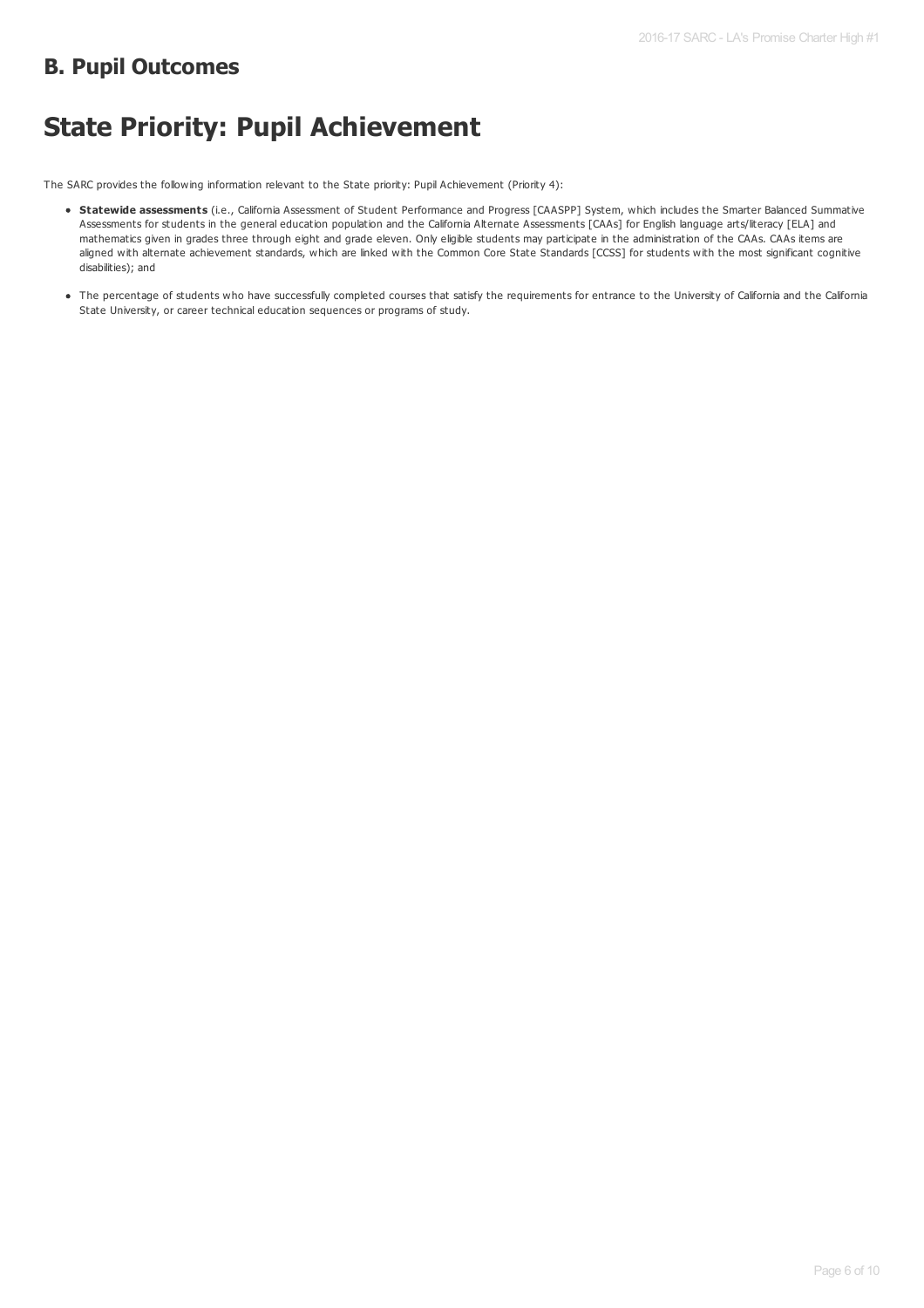## B. Pupil Outcomes

# State Priority: Pupil Achievement

The SARC provides the following information relevant to the State priority: Pupil Achievement (Priority 4):

- **Statewide assessments** (i.e., California Assessment of Student Performance and Progress [CAASPP] System, which includes the Smarter Balanced Summative Assessments for students in the general education population and the California Alternate Assessments [CAAs] for English language arts/literacy [ELA] and mathematics given in grades three through eight and grade eleven. Only eligible students may participate in the administration of the CAAs. CAAs items are aligned with alternate achievement standards, which are linked with the Common Core State Standards [CCSS] for students with the most significant cognitive disabilities); and
- The percentage of students who have successfully completed courses that satisfy the requirements for entrance to the University of California and the California State University, or career technical education sequences or programs of study.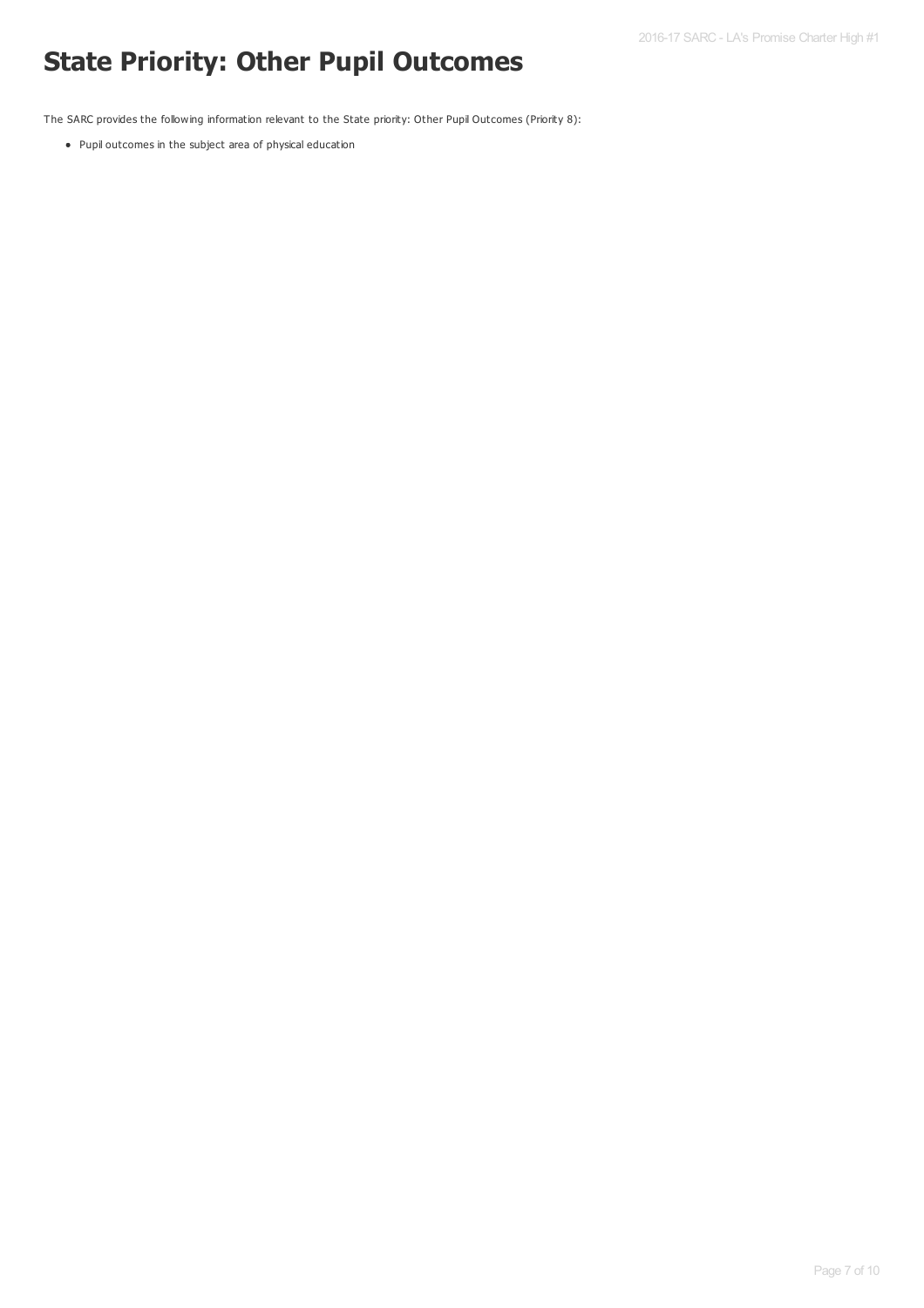# State Priority: Other Pupil Outcomes

The SARC provides the following information relevant to the State priority: Other Pupil Outcomes (Priority 8):

- Pupil outcomes in the subject area of physical education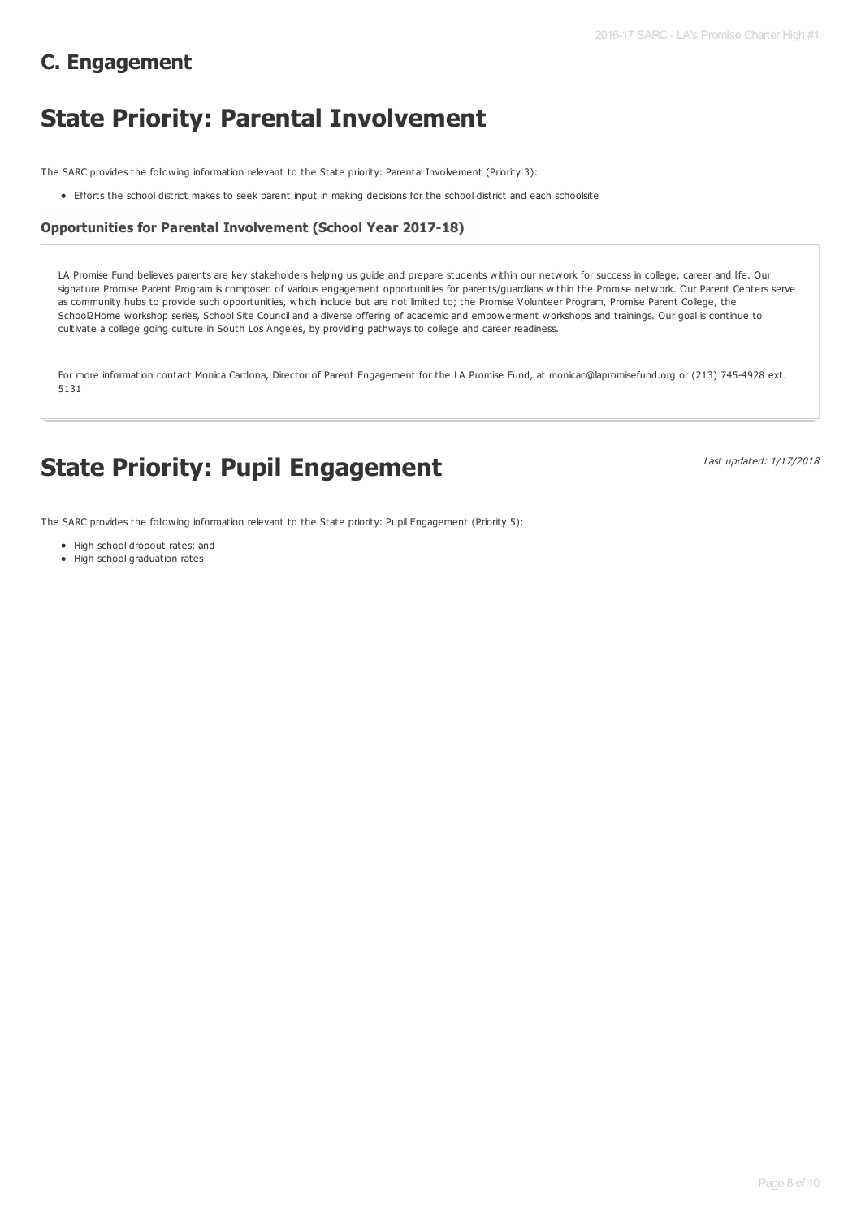## C. Engagement

# State Priority: Parental Involvement

The SARC provides the following information relevant to the State priority: Parental Involvement (Priority 3):

- Efforts the school district makes to seek parent input in making decisions for the school district and each schoolsite

### Opportunities for Parental Involvement (School Year 2017-18)

LA Promise Fund believes parents are key stakeholders helping us guide and prepare students within our network for success in college, career and life. Our signature Promise Parent Program is composed of various engagement opportunities for parents/guardians within the Promise network. Our Parent Centers serve as community hubs to provide such opportunities, which include but are not limited to; the Promise Volunteer Program, Promise Parent College, the School2Home workshop series, School Site Council and a diverse offering of academic and empowerment workshops and trainings. Our goal is continue to cultivate a college going culture in South Los Angeles, by providing pathways to college and career readiness.

For more information contact Monica Cardona, Director of Parent Engagement for the LA Promise Fund, at monicac@lapromisefund.org or (213) 745-4928 ext. 5131

# State Priority: Pupil Engagement

*Last updated: 1/17/2018*

The SARC provides the following information relevant to the State priority: Pupil Engagement (Priority 5):

- High school dropout rates; and
- High school graduation rates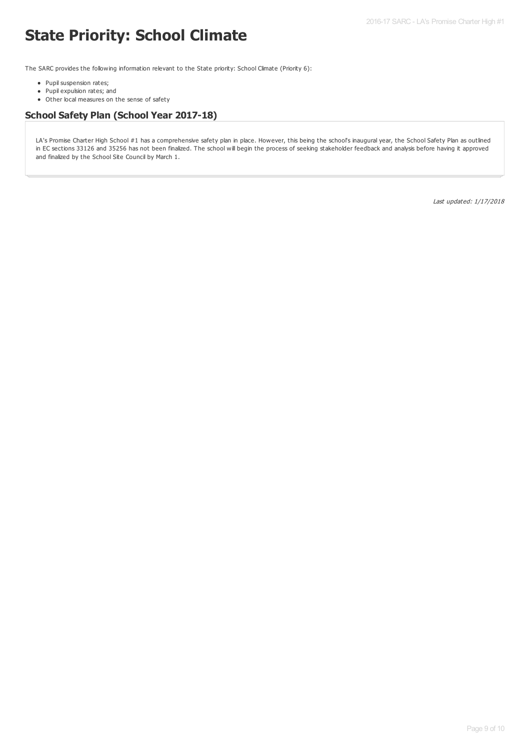# State Priority: School Climate

The SARC provides the following information relevant to the State priority: School Climate (Priority 6):

- Pupil suspension rates;
- Pupil expulsion rates; and
- Other local measures on the sense of safety

## School Safety Plan (School Year 2017-18)

LA's Promise Charter High School #1 has a comprehensive safety plan in place. However, this being the school's inaugural year, the School Safety Plan as outlined in EC sections 33126 and 35256 has not been finalized. The school will begin the process of seeking stakeholder feedback and analysis before having it approved and finalized by the School Site Council by March 1.

*Last updated: 1/17/2018*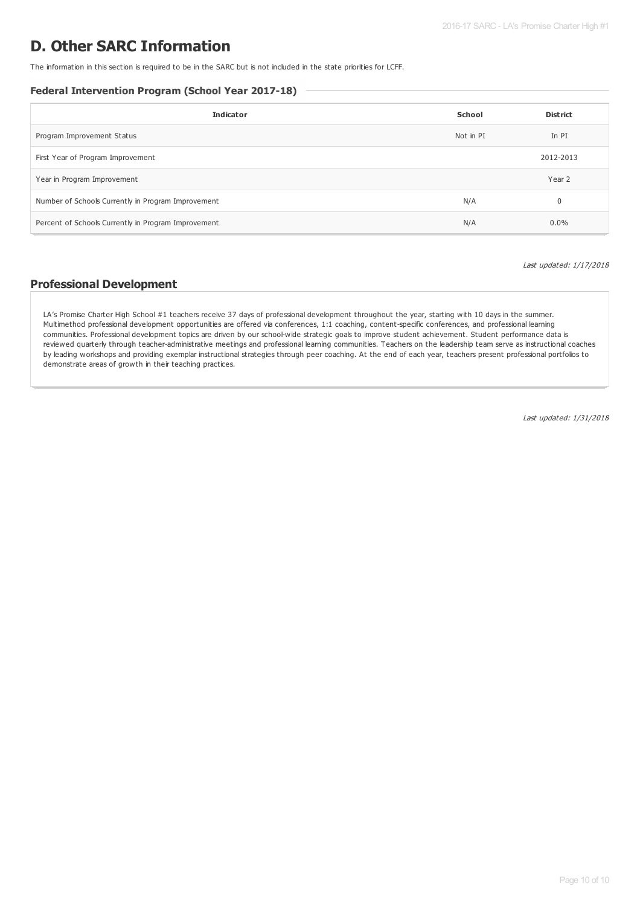# D. Other SARC Information

The information in this section is required to be in the SARC but is not included in the state priorities for LCFF.

### Federal Intervention Program (School Year 2017-18)

| Indicator | School | District |
|---|---|---|
| Program Improvement Status | Not in PI | In PI |
| First Year of Program Improvement | | 2012-2013 |
| Year in Program Improvement | | Year 2 |
| Number of Schools Currently in Program Improvement | N/A | 0 |
| Percent of Schools Currently in Program Improvement | N/A | 0.0% |

*Last updated: 1/17/2018*

## Professional Development

LA's Promise Charter High School #1 teachers receive 37 days of professional development throughout the year, starting with 10 days in the summer. Multimethod professional development opportunities are offered via conferences, 1:1 coaching, content-specific conferences, and professional learning communities. Professional development topics are driven by our school-wide strategic goals to improve student achievement. Student performance data is reviewed quarterly through teacher-administrative meetings and professional learning communities. Teachers on the leadership team serve as instructional coaches by leading workshops and providing exemplar instructional strategies through peer coaching. At the end of each year, teachers present professional portfolios to demonstrate areas of growth in their teaching practices.

*Last updated: 1/31/2018*